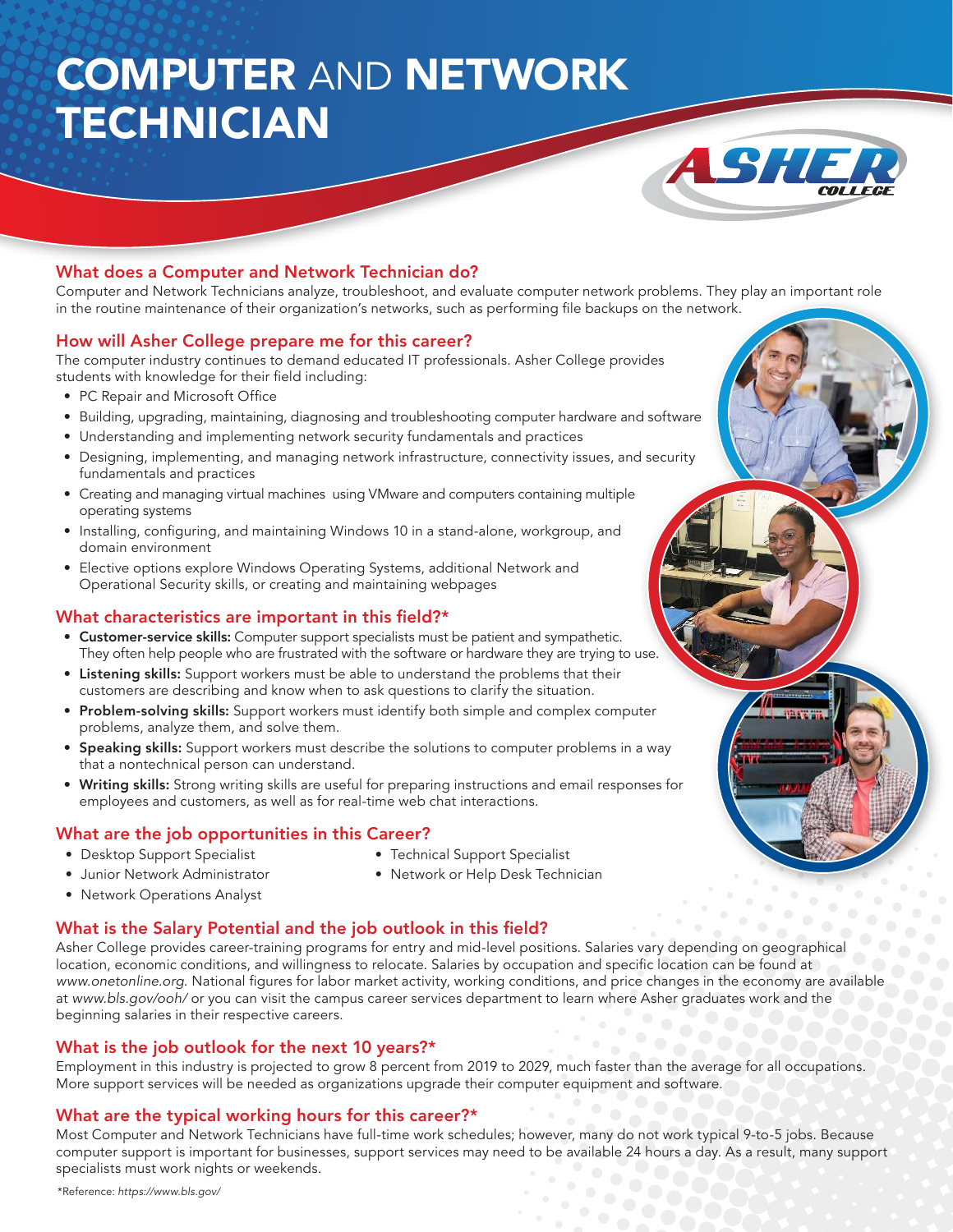# COMPUTER AND NETWORK TECHNICIAN

## What does a Computer and Network Technician do?

Computer and Network Technicians analyze, troubleshoot, and evaluate computer network problems. They play an important role in the routine maintenance of their organization's networks, such as performing file backups on the network.

## How will Asher College prepare me for this career?

The computer industry continues to demand educated IT professionals. Asher College provides students with knowledge for their field including:

- PC Repair and Microsoft Office
- Building, upgrading, maintaining, diagnosing and troubleshooting computer hardware and software
- Understanding and implementing network security fundamentals and practices
- Designing, implementing, and managing network infrastructure, connectivity issues, and security fundamentals and practices
- Creating and managing virtual machines using VMware and computers containing multiple operating systems
- Installing, configuring, and maintaining Windows 10 in a stand-alone, workgroup, and domain environment
- Elective options explore Windows Operating Systems, additional Network and Operational Security skills, or creating and maintaining webpages

## What characteristics are important in this field?*

- **Customer-service skills:** Computer support specialists must be patient and sympathetic. They often help people who are frustrated with the software or hardware they are trying to use.
- **Listening skills:** Support workers must be able to understand the problems that their customers are describing and know when to ask questions to clarify the situation.
- **Problem-solving skills:** Support workers must identify both simple and complex computer problems, analyze them, and solve them.
- **Speaking skills:** Support workers must describe the solutions to computer problems in a way that a nontechnical person can understand.
- **Writing skills:** Strong writing skills are useful for preparing instructions and email responses for employees and customers, as well as for real-time web chat interactions.

## What are the job opportunities in this Career?

- Desktop Support Specialist
- Junior Network Administrator
- Network Operations Analyst
- Technical Support Specialist
- Network or Help Desk Technician

## What is the Salary Potential and the job outlook in this field?

Asher College provides career-training programs for entry and mid-level positions. Salaries vary depending on geographical location, economic conditions, and willingness to relocate. Salaries by occupation and specific location can be found at *www.onetonline.org*. National figures for labor market activity, working conditions, and price changes in the economy are available at *www.bls.gov/ooh/* or you can visit the campus career services department to learn where Asher graduates work and the beginning salaries in their respective careers.

## What is the job outlook for the next 10 years?*

Employment in this industry is projected to grow 8 percent from 2019 to 2029, much faster than the average for all occupations. More support services will be needed as organizations upgrade their computer equipment and software.

## What are the typical working hours for this career?*

Most Computer and Network Technicians have full-time work schedules; however, many do not work typical 9-to-5 jobs. Because computer support is important for businesses, support services may need to be available 24 hours a day. As a result, many support specialists must work nights or weekends.

*Reference: *https://www.bls.gov/*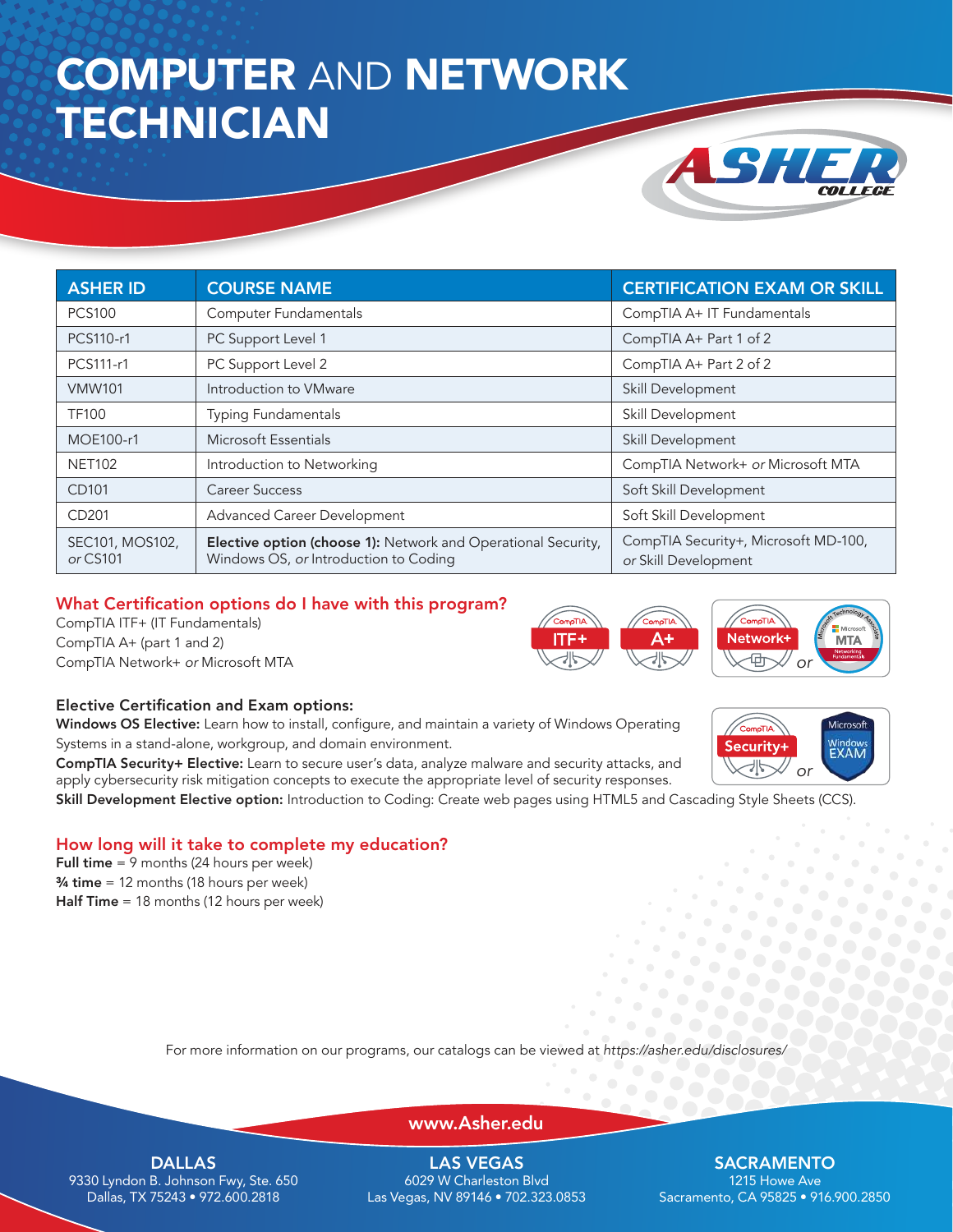# COMPUTER AND NETWORK TECHNICIAN

| ASHER ID | COURSE NAME | CERTIFICATION EXAM OR SKILL |
|---|---|---|
| PCS100 | Computer Fundamentals | CompTIA A+ IT Fundamentals |
| PCS110-r1 | PC Support Level 1 | CompTIA A+ Part 1 of 2 |
| PCS111-r1 | PC Support Level 2 | CompTIA A+ Part 2 of 2 |
| VMW101 | Introduction to VMware | Skill Development |
| TF100 | Typing Fundamentals | Skill Development |
| MOE100-r1 | Microsoft Essentials | Skill Development |
| NET102 | Introduction to Networking | CompTIA Network+ *or* Microsoft MTA |
| CD101 | Career Success | Soft Skill Development |
| CD201 | Advanced Career Development | Soft Skill Development |
| SEC101, MOS102, *or* CS101 | **Elective option (choose 1):** Network and Operational Security, Windows OS, *or* Introduction to Coding | CompTIA Security+, Microsoft MD-100, *or* Skill Development |

## What Certification options do I have with this program?

CompTIA ITF+ (IT Fundamentals)
CompTIA A+ (part 1 and 2)
CompTIA Network+ *or* Microsoft MTA

### Elective Certification and Exam options:

**Windows OS Elective:** Learn how to install, configure, and maintain a variety of Windows Operating Systems in a stand-alone, workgroup, and domain environment.

**CompTIA Security+ Elective:** Learn to secure user's data, analyze malware and security attacks, and apply cybersecurity risk mitigation concepts to execute the appropriate level of security responses.

**Skill Development Elective option:** Introduction to Coding: Create web pages using HTML5 and Cascading Style Sheets (CCS).

## How long will it take to complete my education?

**Full time** = 9 months (24 hours per week)
**¾ time** = 12 months (18 hours per week)
**Half Time** = 18 months (12 hours per week)

For more information on our programs, our catalogs can be viewed at *https://asher.edu/disclosures/*

www.Asher.edu

**DALLAS**
9330 Lyndon B. Johnson Fwy, Ste. 650
Dallas, TX 75243 • 972.600.2818

**LAS VEGAS**
6029 W Charleston Blvd
Las Vegas, NV 89146 • 702.323.0853

**SACRAMENTO**
1215 Howe Ave
Sacramento, CA 95825 • 916.900.2850